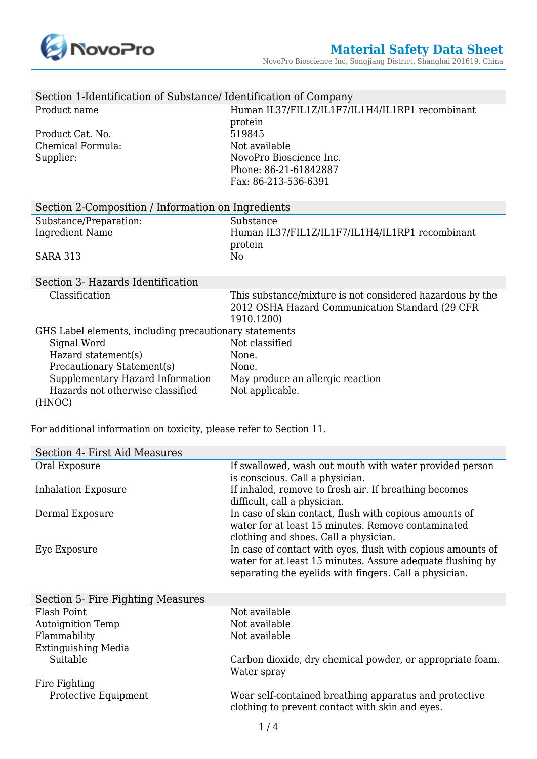# Material Safety Data Sheet

NovoPro Bioscience Inc, Songjiang District, Shanghai 201619, China

## Section 1-Identification of Substance/ Identification of Company

| | |
|---|---|
| Product name | Human IL37/FIL1Z/IL1F7/IL1H4/IL1RP1 recombinant protein |
| Product Cat. No. | 519845 |
| Chemical Formula: | Not available |
| Supplier: | NovoPro Bioscience Inc.<br>Phone: 86-21-61842887<br>Fax: 86-213-536-6391 |

## Section 2-Composition / Information on Ingredients

| | |
|---|---|
| Substance/Preparation: | Substance |
| Ingredient Name | Human IL37/FIL1Z/IL1F7/IL1H4/IL1RP1 recombinant protein |
| SARA 313 | No |

## Section 3- Hazards Identification

| | |
|---|---|
| Classification | This substance/mixture is not considered hazardous by the 2012 OSHA Hazard Communication Standard (29 CFR 1910.1200) |

GHS Label elements, including precautionary statements

| | |
|---|---|
| Signal Word | Not classified |
| Hazard statement(s) | None. |
| Precautionary Statement(s) | None. |
| Supplementary Hazard Information | May produce an allergic reaction |
| Hazards not otherwise classified (HNOC) | Not applicable. |

For additional information on toxicity, please refer to Section 11.

## Section 4- First Aid Measures

| | |
|---|---|
| Oral Exposure | If swallowed, wash out mouth with water provided person is conscious. Call a physician. |
| Inhalation Exposure | If inhaled, remove to fresh air. If breathing becomes difficult, call a physician. |
| Dermal Exposure | In case of skin contact, flush with copious amounts of water for at least 15 minutes. Remove contaminated clothing and shoes. Call a physician. |
| Eye Exposure | In case of contact with eyes, flush with copious amounts of water for at least 15 minutes. Assure adequate flushing by separating the eyelids with fingers. Call a physician. |

## Section 5- Fire Fighting Measures

| | |
|---|---|
| Flash Point | Not available |
| Autoignition Temp | Not available |
| Flammability | Not available |
| Extinguishing Media | |
| Suitable | Carbon dioxide, dry chemical powder, or appropriate foam. Water spray |
| Fire Fighting | |
| Protective Equipment | Wear self-contained breathing apparatus and protective clothing to prevent contact with skin and eyes. |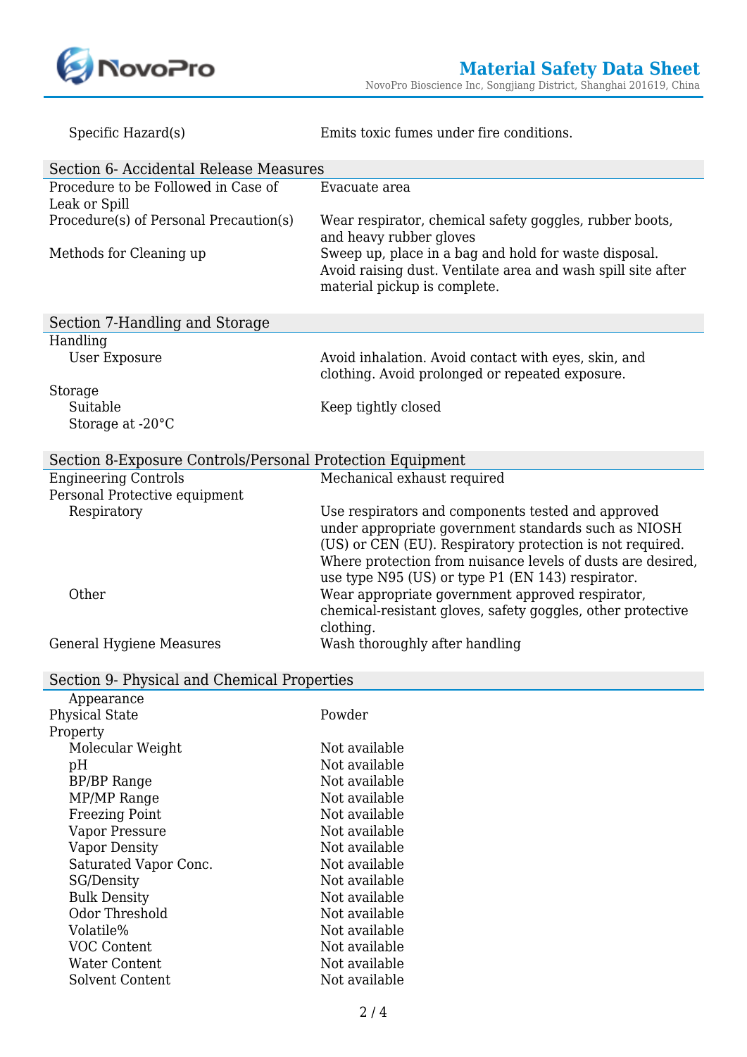| | |
|---|---|
| Specific Hazard(s) | Emits toxic fumes under fire conditions. |

## Section 6- Accidental Release Measures

| | |
|---|---|
| Procedure to be Followed in Case of Leak or Spill | Evacuate area |
| Procedure(s) of Personal Precaution(s) | Wear respirator, chemical safety goggles, rubber boots, and heavy rubber gloves |
| Methods for Cleaning up | Sweep up, place in a bag and hold for waste disposal. Avoid raising dust. Ventilate area and wash spill site after material pickup is complete. |

## Section 7-Handling and Storage

| | |
|---|---|
| Handling | |
| User Exposure | Avoid inhalation. Avoid contact with eyes, skin, and clothing. Avoid prolonged or repeated exposure. |
| Storage | |
| Suitable | Keep tightly closed |
| Storage at -20°C | |

## Section 8-Exposure Controls/Personal Protection Equipment

| | |
|---|---|
| Engineering Controls | Mechanical exhaust required |
| Personal Protective equipment | |
| Respiratory | Use respirators and components tested and approved under appropriate government standards such as NIOSH (US) or CEN (EU). Respiratory protection is not required. Where protection from nuisance levels of dusts are desired, use type N95 (US) or type P1 (EN 143) respirator. |
| Other | Wear appropriate government approved respirator, chemical-resistant gloves, safety goggles, other protective clothing. |
| General Hygiene Measures | Wash thoroughly after handling |

## Section 9- Physical and Chemical Properties

| | |
|---|---|
| Appearance | |
| Physical State | Powder |
| Property | |
| Molecular Weight | Not available |
| pH | Not available |
| BP/BP Range | Not available |
| MP/MP Range | Not available |
| Freezing Point | Not available |
| Vapor Pressure | Not available |
| Vapor Density | Not available |
| Saturated Vapor Conc. | Not available |
| SG/Density | Not available |
| Bulk Density | Not available |
| Odor Threshold | Not available |
| Volatile% | Not available |
| VOC Content | Not available |
| Water Content | Not available |
| Solvent Content | Not available |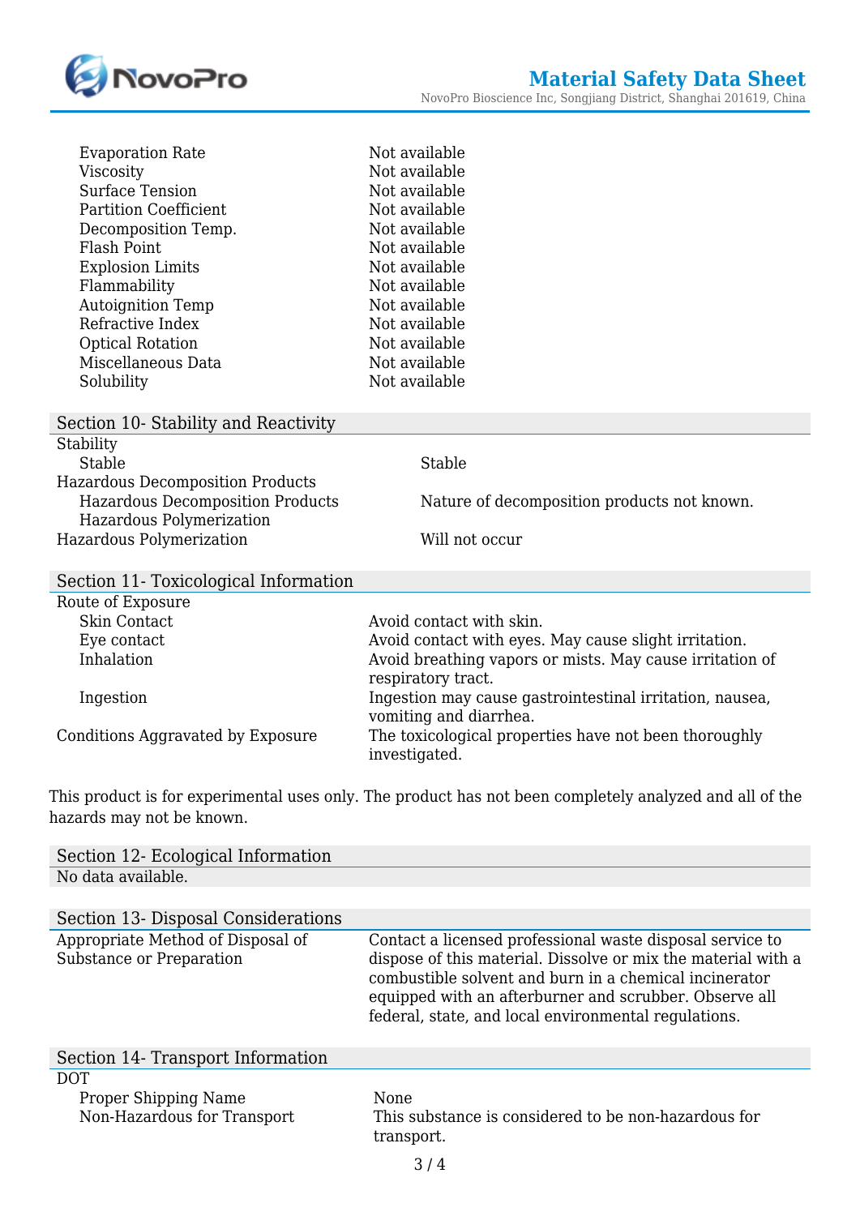| | |
|---|---|
| Evaporation Rate | Not available |
| Viscosity | Not available |
| Surface Tension | Not available |
| Partition Coefficient | Not available |
| Decomposition Temp. | Not available |
| Flash Point | Not available |
| Explosion Limits | Not available |
| Flammability | Not available |
| Autoignition Temp | Not available |
| Refractive Index | Not available |
| Optical Rotation | Not available |
| Miscellaneous Data | Not available |
| Solubility | Not available |

## Section 10- Stability and Reactivity

Stability

| | |
|---|---|
| Stable | Stable |

Hazardous Decomposition Products

| | |
|---|---|
| Hazardous Decomposition Products | Nature of decomposition products not known. |

Hazardous Polymerization

| | |
|---|---|
| Hazardous Polymerization | Will not occur |

## Section 11- Toxicological Information

Route of Exposure

| | |
|---|---|
| Skin Contact | Avoid contact with skin. |
| Eye contact | Avoid contact with eyes. May cause slight irritation. |
| Inhalation | Avoid breathing vapors or mists. May cause irritation of respiratory tract. |
| Ingestion | Ingestion may cause gastrointestinal irritation, nausea, vomiting and diarrhea. |
| Conditions Aggravated by Exposure | The toxicological properties have not been thoroughly investigated. |

This product is for experimental uses only. The product has not been completely analyzed and all of the hazards may not be known.

## Section 12- Ecological Information

No data available.

## Section 13- Disposal Considerations

| | |
|---|---|
| Appropriate Method of Disposal of Substance or Preparation | Contact a licensed professional waste disposal service to dispose of this material. Dissolve or mix the material with a combustible solvent and burn in a chemical incinerator equipped with an afterburner and scrubber. Observe all federal, state, and local environmental regulations. |

## Section 14- Transport Information

DOT

| | |
|---|---|
| Proper Shipping Name | None |
| Non-Hazardous for Transport | This substance is considered to be non-hazardous for transport. |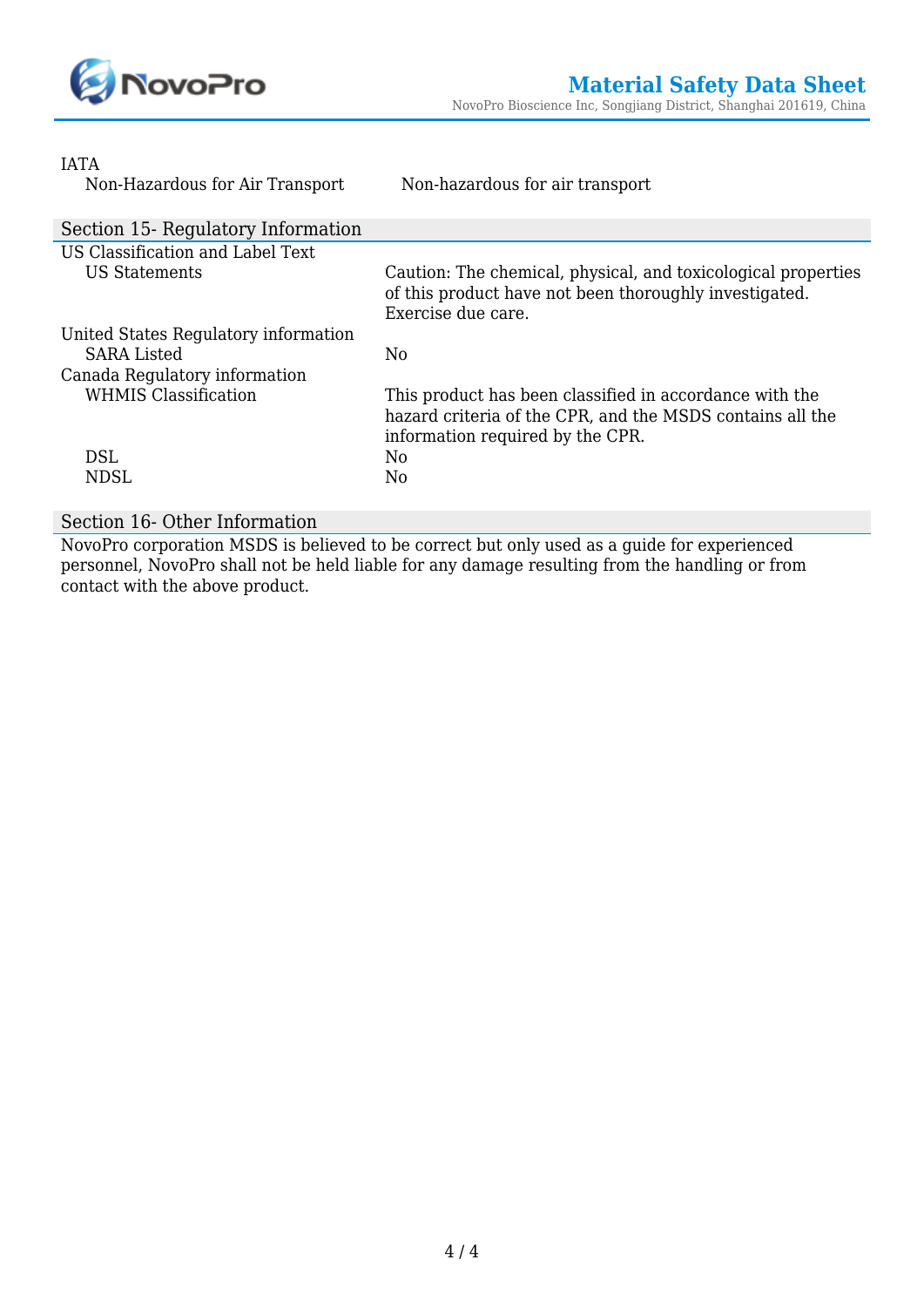IATA

| | |
|---|---|
| Non-Hazardous for Air Transport | Non-hazardous for air transport |

## Section 15- Regulatory Information

US Classification and Label Text

| | |
|---|---|
| US Statements | Caution: The chemical, physical, and toxicological properties of this product have not been thoroughly investigated. Exercise due care. |

United States Regulatory information

| | |
|---|---|
| SARA Listed | No |

Canada Regulatory information

| | |
|---|---|
| WHMIS Classification | This product has been classified in accordance with the hazard criteria of the CPR, and the MSDS contains all the information required by the CPR. |
| DSL | No |
| NDSL | No |

## Section 16- Other Information

NovoPro corporation MSDS is believed to be correct but only used as a guide for experienced personnel, NovoPro shall not be held liable for any damage resulting from the handling or from contact with the above product.